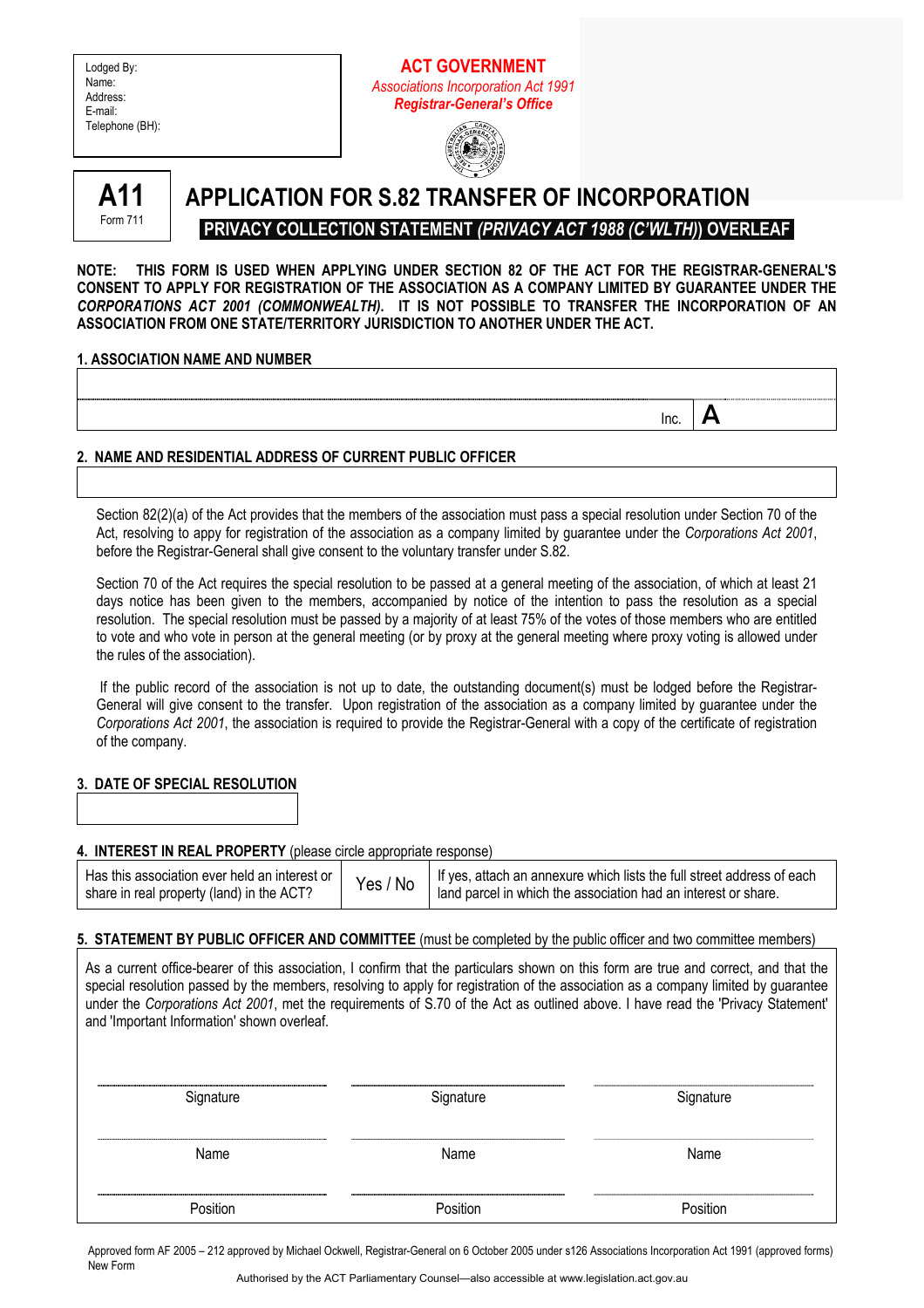Lodged By:
Name:
Address:
E-mail:
Telephone (BH):

**ACT GOVERNMENT**
*Associations Incorporation Act 1991*
***Registrar-General's Office***

**A11**
Form 711

# APPLICATION FOR S.82 TRANSFER OF INCORPORATION

**PRIVACY COLLECTION STATEMENT *(PRIVACY ACT 1988 (C'WLTH)*) OVERLEAF**

**NOTE: THIS FORM IS USED WHEN APPLYING UNDER SECTION 82 OF THE ACT FOR THE REGISTRAR-GENERAL'S CONSENT TO APPLY FOR REGISTRATION OF THE ASSOCIATION AS A COMPANY LIMITED BY GUARANTEE UNDER THE *CORPORATIONS ACT 2001 (COMMONWEALTH)*. IT IS NOT POSSIBLE TO TRANSFER THE INCORPORATION OF AN ASSOCIATION FROM ONE STATE/TERRITORY JURISDICTION TO ANOTHER UNDER THE ACT.**

**1. ASSOCIATION NAME AND NUMBER**

| |
|---|
| |
| Inc. **A** |

**2. NAME AND RESIDENTIAL ADDRESS OF CURRENT PUBLIC OFFICER**

| |
|---|
| |

Section 82(2)(a) of the Act provides that the members of the association must pass a special resolution under Section 70 of the Act, resolving to appy for registration of the association as a company limited by guarantee under the *Corporations Act 2001*, before the Registrar-General shall give consent to the voluntary transfer under S.82.

Section 70 of the Act requires the special resolution to be passed at a general meeting of the association, of which at least 21 days notice has been given to the members, accompanied by notice of the intention to pass the resolution as a special resolution. The special resolution must be passed by a majority of at least 75% of the votes of those members who are entitled to vote and who vote in person at the general meeting (or by proxy at the general meeting where proxy voting is allowed under the rules of the association).

If the public record of the association is not up to date, the outstanding document(s) must be lodged before the Registrar-General will give consent to the transfer. Upon registration of the association as a company limited by guarantee under the *Corporations Act 2001*, the association is required to provide the Registrar-General with a copy of the certificate of registration of the company.

**3. DATE OF SPECIAL RESOLUTION**

| |
|---|
| |

**4. INTEREST IN REAL PROPERTY** (please circle appropriate response)

| | | |
|---|---|---|
| Has this association ever held an interest or share in real property (land) in the ACT? | Yes / No | If yes, attach an annexure which lists the full street address of each land parcel in which the association had an interest or share. |

**5. STATEMENT BY PUBLIC OFFICER AND COMMITTEE** (must be completed by the public officer and two committee members)

As a current office-bearer of this association, I confirm that the particulars shown on this form are true and correct, and that the special resolution passed by the members, resolving to apply for registration of the association as a company limited by guarantee under the *Corporations Act 2001*, met the requirements of S.70 of the Act as outlined above. I have read the 'Privacy Statement' and 'Important Information' shown overleaf.

| | | |
|---|---|---|
| Signature | Signature | Signature |
| Name | Name | Name |
| Position | Position | Position |

Approved form AF 2005 – 212 approved by Michael Ockwell, Registrar-General on 6 October 2005 under s126 Associations Incorporation Act 1991 (approved forms)
New Form

Authorised by the ACT Parliamentary Counsel—also accessible at www.legislation.act.gov.au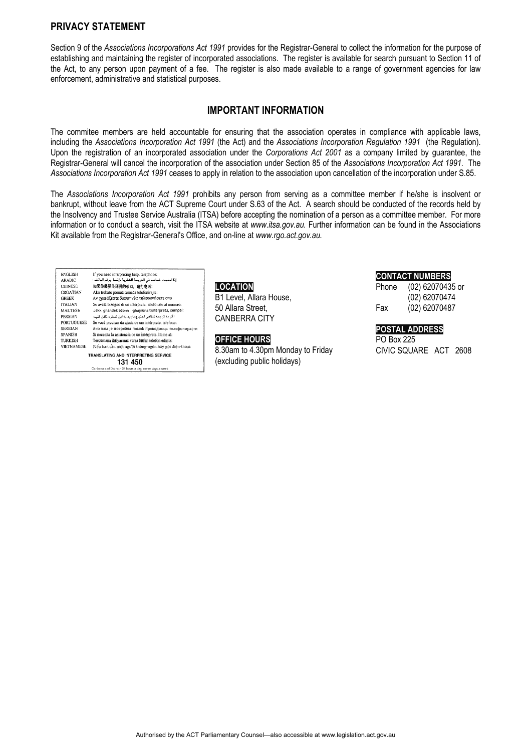## PRIVACY STATEMENT

Section 9 of the *Associations Incorporations Act 1991* provides for the Registrar-General to collect the information for the purpose of establishing and maintaining the register of incorporated associations. The register is available for search pursuant to Section 11 of the Act, to any person upon payment of a fee. The register is also made available to a range of government agencies for law enforcement, administrative and statistical purposes.

## IMPORTANT INFORMATION

The commitee members are held accountable for ensuring that the association operates in compliance with applicable laws, including the *Associations Incorporation Act 1991* (the Act) and the *Associations Incorporation Regulation 1991* (the Regulation). Upon the registration of an incorporated association under the *Corporations Act 2001* as a company limited by guarantee, the Registrar-General will cancel the incorporation of the association under Section 85 of the *Associations Incorporation Act 1991.* The *Associations Incorporation Act 1991* ceases to apply in relation to the association upon cancellation of the incorporation under S.85.

The *Associations Incorporation Act 1991* prohibits any person from serving as a committee member if he/she is insolvent or bankrupt, without leave from the ACT Supreme Court under S.63 of the Act. A search should be conducted of the records held by the Insolvency and Trustee Service Australia (ITSA) before accepting the nomination of a person as a committee member. For more information or to conduct a search, visit the ITSA website at *www.itsa.gov.au.* Further information can be found in the Associations Kit available from the Registrar-General's Office, and on-line at *www.rgo.act.gov.au.*

| | |
|---|---|
| ENGLISH | If you need interpreting help, telephone: |
| ARABIC | إذا احتجت لمساعدة في الترجمة الشفوية ، إتصل برقم الهاتف : |
| CHINESE | 如果你需要传译员的帮助，请打电话： |
| CROATIAN | Ako trebate pomoć tumača telefonirajte: |
| GREEK | Αν χρειάζεστε διερμηνέα τηλεφωνήσετε στο |
| ITALIAN | Se avete bisogno di un interprete, telefonate al numero: |
| MALTESE | Jekk għandek bżonn l-għajnuna t'interpretu, ċempel: |
| PERSIAN | اگر به ترجمه شفاهی احتیاج دارید به این شماره تلفن کنید: |
| PORTUGUESE | Se você precisar da ajuda de um intérprete, telefone: |
| SERBIAN | Ако вам је потребна помоћ преводиоца телефонирајте: |
| SPANISH | Si necesita la asistencia de un intérprete, llame al: |
| TURKISH | Tercümana ihtiyacınız varsa lütfen telefon ediniz: |
| VIETNAMESE | Nếu bạn cần một người thông-ngôn hãy gọi điện-thoại: |

TRANSLATING AND INTERPRETING SERVICE

**131 450**

Canberra and District - 24 hours a day, seven days a week

**LOCATION**

B1 Level, Allara House,
50 Allara Street,
CANBERRA CITY

**OFFICE HOURS**

8.30am to 4.30pm Monday to Friday
(excluding public holidays)

**CONTACT NUMBERS**

Phone (02) 62070435 or
(02) 62070474
Fax (02) 62070487

**POSTAL ADDRESS**

PO Box 225
CIVIC SQUARE ACT 2608